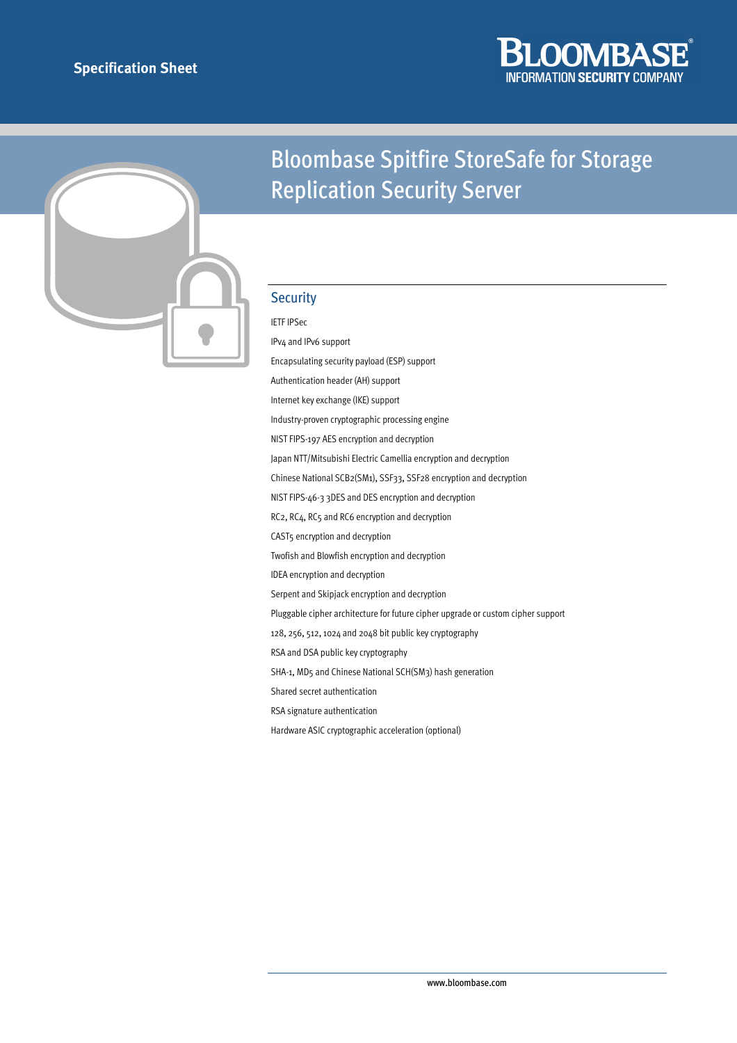Specification Sheet

BLOOMBASE
INFORMATION SECURITY COMPANY

# Bloombase Spitfire StoreSafe for Storage Replication Security Server

## Security

IETF IPSec

IPv4 and IPv6 support

Encapsulating security payload (ESP) support

Authentication header (AH) support

Internet key exchange (IKE) support

Industry-proven cryptographic processing engine

NIST FIPS-197 AES encryption and decryption

Japan NTT/Mitsubishi Electric Camellia encryption and decryption

Chinese National SCB2(SM1), SSF33, SSF28 encryption and decryption

NIST FIPS-46-3 3DES and DES encryption and decryption

RC2, RC4, RC5 and RC6 encryption and decryption

CAST5 encryption and decryption

Twofish and Blowfish encryption and decryption

IDEA encryption and decryption

Serpent and Skipjack encryption and decryption

Pluggable cipher architecture for future cipher upgrade or custom cipher support

128, 256, 512, 1024 and 2048 bit public key cryptography

RSA and DSA public key cryptography

SHA-1, MD5 and Chinese National SCH(SM3) hash generation

Shared secret authentication

RSA signature authentication

Hardware ASIC cryptographic acceleration (optional)

www.bloombase.com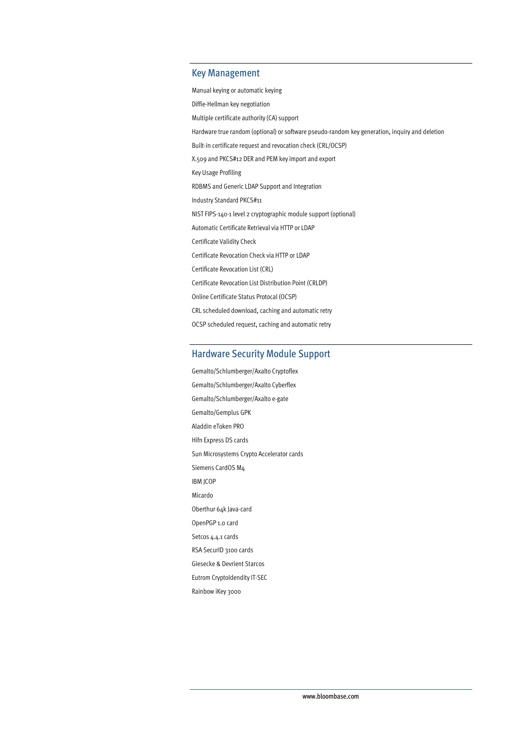## Key Management

Manual keying or automatic keying

Diffie-Hellman key negotiation

Multiple certificate authority (CA) support

Hardware true random (optional) or software pseudo-random key generation, inquiry and deletion

Built-in certificate request and revocation check (CRL/OCSP)

X.509 and PKCS#12 DER and PEM key import and export

Key Usage Profiling

RDBMS and Generic LDAP Support and Integration

Industry Standard PKCS#11

NIST FIPS-140-1 level 2 cryptographic module support (optional)

Automatic Certificate Retrieval via HTTP or LDAP

Certificate Validity Check

Certificate Revocation Check via HTTP or LDAP

Certificate Revocation List (CRL)

Certificate Revocation List Distribution Point (CRLDP)

Online Certificate Status Protocal (OCSP)

CRL scheduled download, caching and automatic retry

OCSP scheduled request, caching and automatic retry

## Hardware Security Module Support

Gemalto/Schlumberger/Axalto Cryptoflex

Gemalto/Schlumberger/Axalto Cyberflex

Gemalto/Schlumberger/Axalto e-gate

Gemalto/Gemplus GPK

Aladdin eToken PRO

Hifn Express DS cards

Sun Microsystems Crypto Accelerator cards

Siemens CardOS M4

IBM JCOP

Micardo

Oberthur 64k Java-card

OpenPGP 1.0 card

Setcos 4.4.1 cards

RSA SecurID 3100 cards

Giesecke & Devrient Starcos

Eutrom CryptoIdendity IT-SEC

Rainbow iKey 3000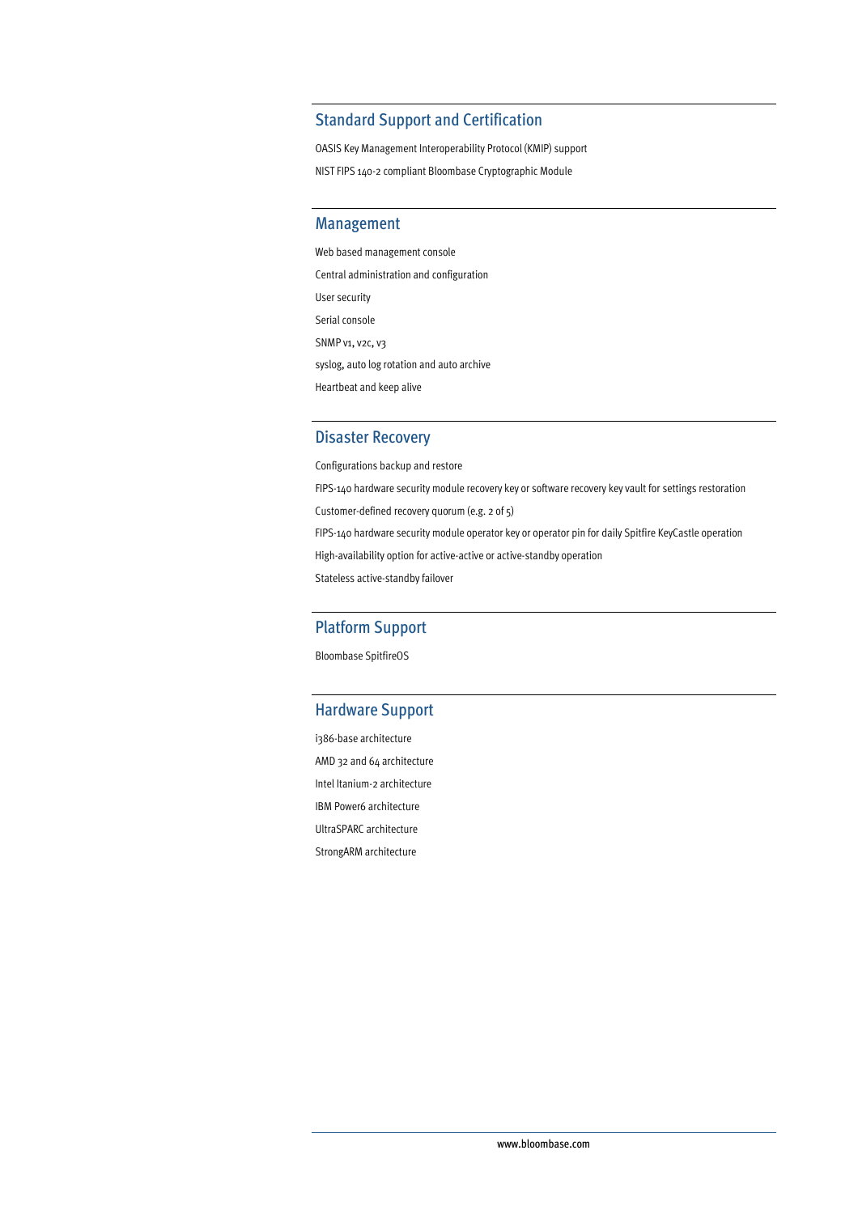## Standard Support and Certification

OASIS Key Management Interoperability Protocol (KMIP) support

NIST FIPS 140-2 compliant Bloombase Cryptographic Module

## Management

Web based management console

Central administration and configuration

User security

Serial console

SNMP v1, v2c, v3

syslog, auto log rotation and auto archive

Heartbeat and keep alive

## Disaster Recovery

Configurations backup and restore

FIPS-140 hardware security module recovery key or software recovery key vault for settings restoration

Customer-defined recovery quorum (e.g. 2 of 5)

FIPS-140 hardware security module operator key or operator pin for daily Spitfire KeyCastle operation

High-availability option for active-active or active-standby operation

Stateless active-standby failover

## Platform Support

Bloombase SpitfireOS

## Hardware Support

i386-base architecture

AMD 32 and 64 architecture

Intel Itanium-2 architecture

IBM Power6 architecture

UltraSPARC architecture

StrongARM architecture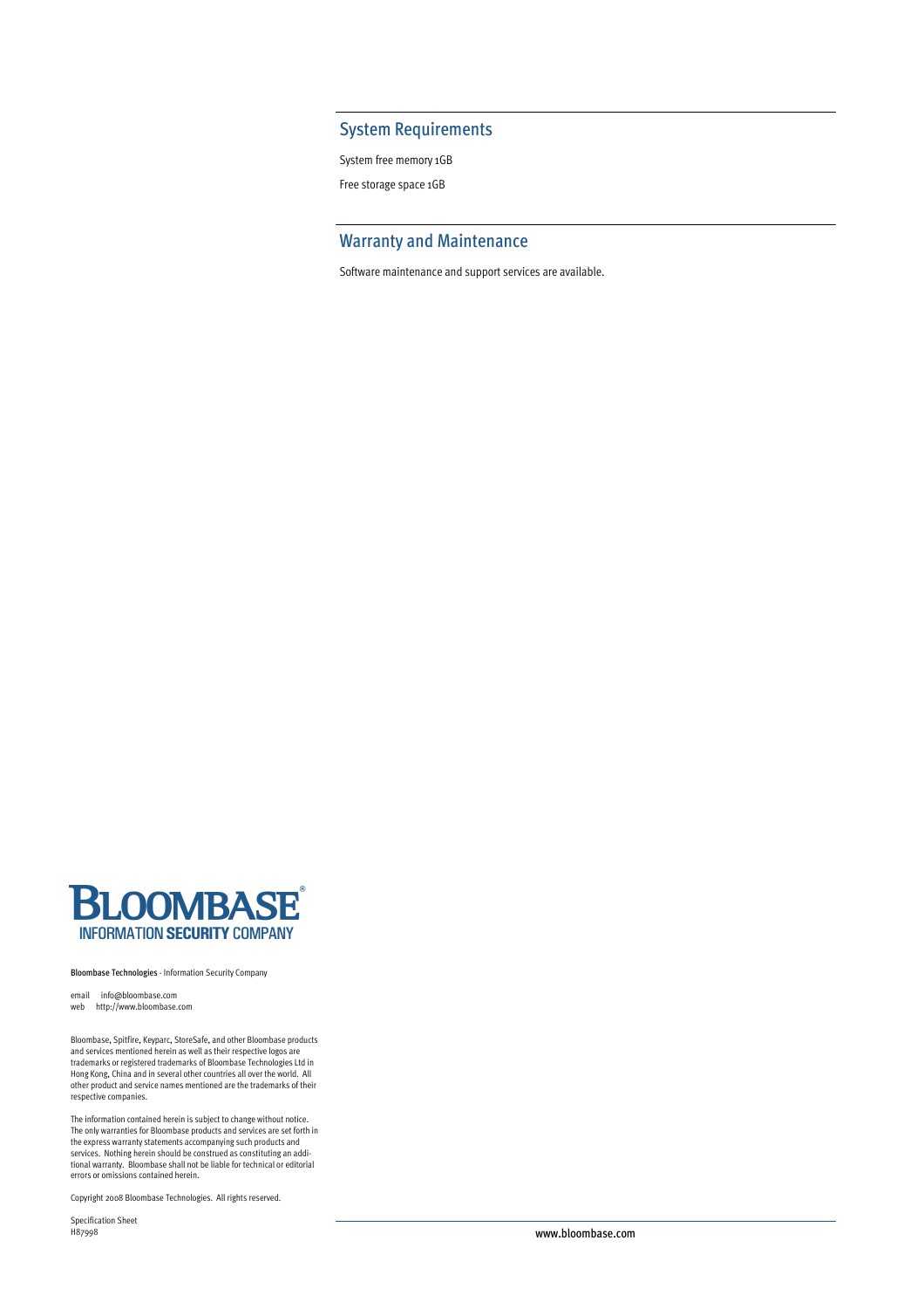## System Requirements

System free memory 1GB

Free storage space 1GB

## Warranty and Maintenance

Software maintenance and support services are available.

BLOOMBASE®
INFORMATION SECURITY COMPANY

**Bloombase Technologies** - Information Security Company

email info@bloombase.com
web http://www.bloombase.com

Bloombase, Spitfire, Keyparc, StoreSafe, and other Bloombase products and services mentioned herein as well as their respective logos are trademarks or registered trademarks of Bloombase Technologies Ltd in Hong Kong, China and in several other countries all over the world. All other product and service names mentioned are the trademarks of their respective companies.

The information contained herein is subject to change without notice. The only warranties for Bloombase products and services are set forth in the express warranty statements accompanying such products and services. Nothing herein should be construed as constituting an additional warranty. Bloombase shall not be liable for technical or editorial errors or omissions contained herein.

Copyright 2008 Bloombase Technologies. All rights reserved.

Specification Sheet
H87998

www.bloombase.com